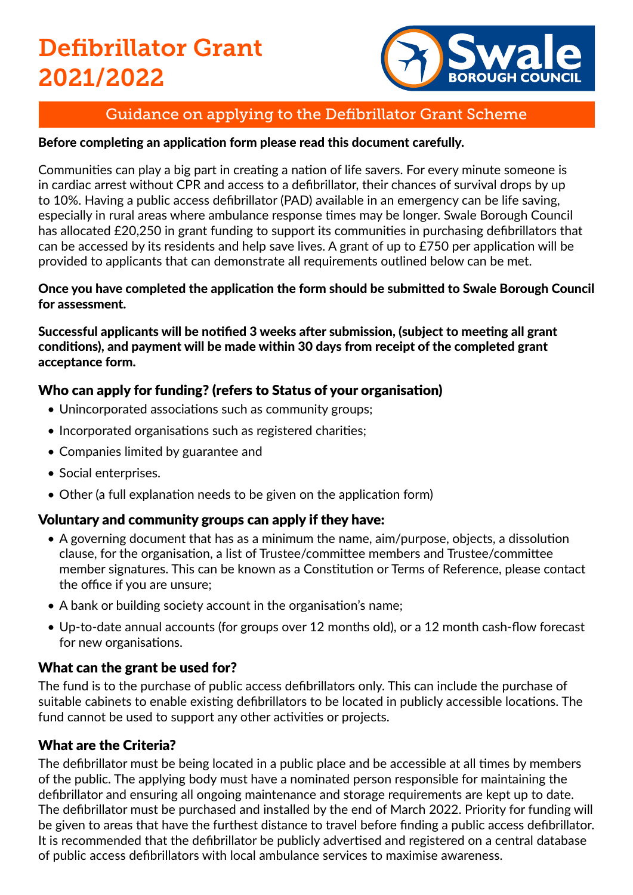# Defibrillator Grant 2021/2022

Swale BOROUGH COUNCIL

## Guidance on applying to the Defibrillator Grant Scheme

**Before completing an application form please read this document carefully.**

Communities can play a big part in creating a nation of life savers. For every minute someone is in cardiac arrest without CPR and access to a defibrillator, their chances of survival drops by up to 10%. Having a public access defibrillator (PAD) available in an emergency can be life saving, especially in rural areas where ambulance response times may be longer. Swale Borough Council has allocated £20,250 in grant funding to support its communities in purchasing defibrillators that can be accessed by its residents and help save lives. A grant of up to £750 per application will be provided to applicants that can demonstrate all requirements outlined below can be met.

**Once you have completed the application the form should be submitted to Swale Borough Council for assessment.**

**Successful applicants will be notified 3 weeks after submission, (subject to meeting all grant conditions), and payment will be made within 30 days from receipt of the completed grant acceptance form.**

### Who can apply for funding? (refers to Status of your organisation)

- Unincorporated associations such as community groups;
- Incorporated organisations such as registered charities;
- Companies limited by guarantee and
- Social enterprises.
- Other (a full explanation needs to be given on the application form)

### Voluntary and community groups can apply if they have:

- A governing document that has as a minimum the name, aim/purpose, objects, a dissolution clause, for the organisation, a list of Trustee/committee members and Trustee/committee member signatures. This can be known as a Constitution or Terms of Reference, please contact the office if you are unsure;
- A bank or building society account in the organisation's name;
- Up-to-date annual accounts (for groups over 12 months old), or a 12 month cash-flow forecast for new organisations.

### What can the grant be used for?

The fund is to the purchase of public access defibrillators only. This can include the purchase of suitable cabinets to enable existing defibrillators to be located in publicly accessible locations. The fund cannot be used to support any other activities or projects.

### What are the Criteria?

The defibrillator must be being located in a public place and be accessible at all times by members of the public. The applying body must have a nominated person responsible for maintaining the defibrillator and ensuring all ongoing maintenance and storage requirements are kept up to date. The defibrillator must be purchased and installed by the end of March 2022. Priority for funding will be given to areas that have the furthest distance to travel before finding a public access defibrillator. It is recommended that the defibrillator be publicly advertised and registered on a central database of public access defibrillators with local ambulance services to maximise awareness.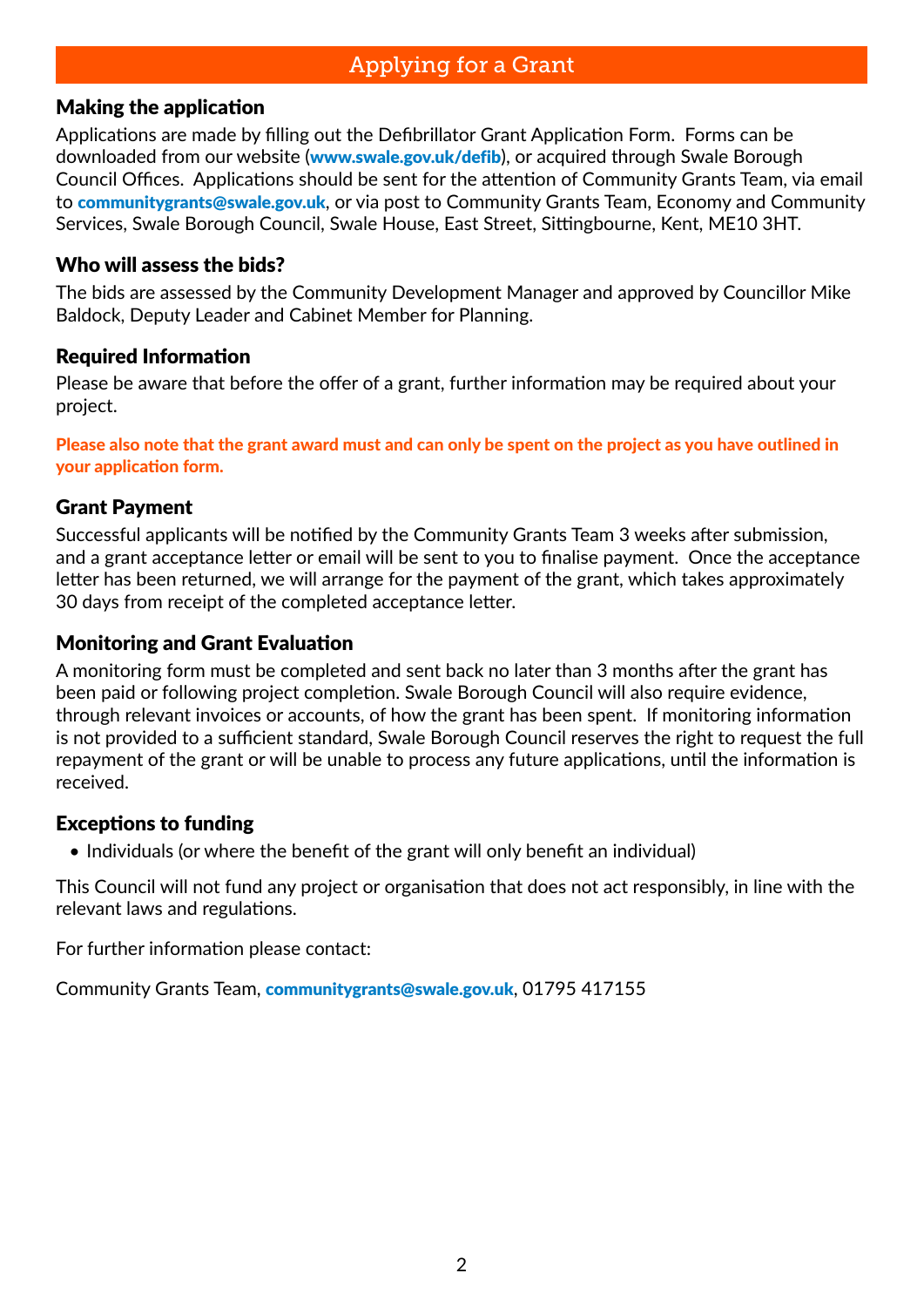## Applying for a Grant

### Making the application

Applications are made by filling out the Defibrillator Grant Application Form. Forms can be downloaded from our website (**www.swale.gov.uk/defib**), or acquired through Swale Borough Council Offices. Applications should be sent for the attention of Community Grants Team, via email to **communitygrants@swale.gov.uk**, or via post to Community Grants Team, Economy and Community Services, Swale Borough Council, Swale House, East Street, Sittingbourne, Kent, ME10 3HT.

### Who will assess the bids?

The bids are assessed by the Community Development Manager and approved by Councillor Mike Baldock, Deputy Leader and Cabinet Member for Planning.

### Required Information

Please be aware that before the offer of a grant, further information may be required about your project.

**Please also note that the grant award must and can only be spent on the project as you have outlined in your application form.**

### Grant Payment

Successful applicants will be notified by the Community Grants Team 3 weeks after submission, and a grant acceptance letter or email will be sent to you to finalise payment. Once the acceptance letter has been returned, we will arrange for the payment of the grant, which takes approximately 30 days from receipt of the completed acceptance letter.

### Monitoring and Grant Evaluation

A monitoring form must be completed and sent back no later than 3 months after the grant has been paid or following project completion. Swale Borough Council will also require evidence, through relevant invoices or accounts, of how the grant has been spent. If monitoring information is not provided to a sufficient standard, Swale Borough Council reserves the right to request the full repayment of the grant or will be unable to process any future applications, until the information is received.

### Exceptions to funding

- Individuals (or where the benefit of the grant will only benefit an individual)

This Council will not fund any project or organisation that does not act responsibly, in line with the relevant laws and regulations.

For further information please contact:

Community Grants Team, **communitygrants@swale.gov.uk**, 01795 417155